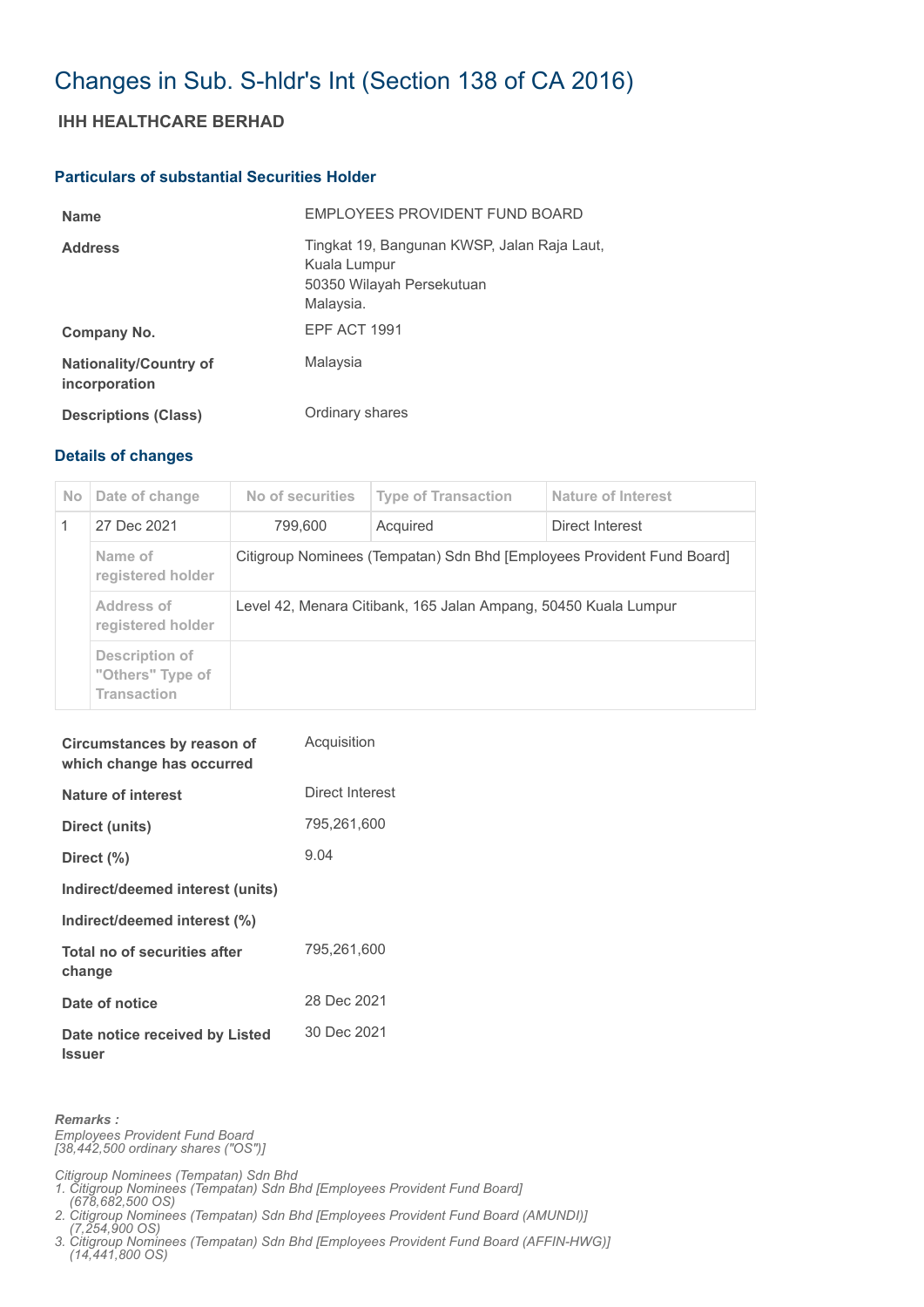# Changes in Sub. S-hldr's Int (Section 138 of CA 2016)

## IHH HEALTHCARE BERHAD

### Particulars of substantial Securities Holder

| | |
|---|---|
| **Name** | EMPLOYEES PROVIDENT FUND BOARD |
| **Address** | Tingkat 19, Bangunan KWSP, Jalan Raja Laut,<br>Kuala Lumpur<br>50350 Wilayah Persekutuan<br>Malaysia. |
| **Company No.** | EPF ACT 1991 |
| **Nationality/Country of incorporation** | Malaysia |
| **Descriptions (Class)** | Ordinary shares |

### Details of changes

| No | Date of change | No of securities | Type of Transaction | Nature of Interest |
|---|---|---|---|---|
| 1 | 27 Dec 2021 | 799,600 | Acquired | Direct Interest |
| | Name of registered holder | Citigroup Nominees (Tempatan) Sdn Bhd [Employees Provident Fund Board] | | |
| | Address of registered holder | Level 42, Menara Citibank, 165 Jalan Ampang, 50450 Kuala Lumpur | | |
| | Description of "Others" Type of Transaction | | | |

| | |
|---|---|
| **Circumstances by reason of which change has occurred** | Acquisition |
| **Nature of interest** | Direct Interest |
| **Direct (units)** | 795,261,600 |
| **Direct (%)** | 9.04 |
| **Indirect/deemed interest (units)** | |
| **Indirect/deemed interest (%)** | |
| **Total no of securities after change** | 795,261,600 |
| **Date of notice** | 28 Dec 2021 |
| **Date notice received by Listed Issuer** | 30 Dec 2021 |

***Remarks :***

*Employees Provident Fund Board*
*[38,442,500 ordinary shares ("OS")]*

*Citigroup Nominees (Tempatan) Sdn Bhd*
1. *Citigroup Nominees (Tempatan) Sdn Bhd [Employees Provident Fund Board] (678,682,500 OS)*
2. *Citigroup Nominees (Tempatan) Sdn Bhd [Employees Provident Fund Board (AMUNDI)] (7,254,900 OS)*
3. *Citigroup Nominees (Tempatan) Sdn Bhd [Employees Provident Fund Board (AFFIN-HWG)] (14,441,800 OS)*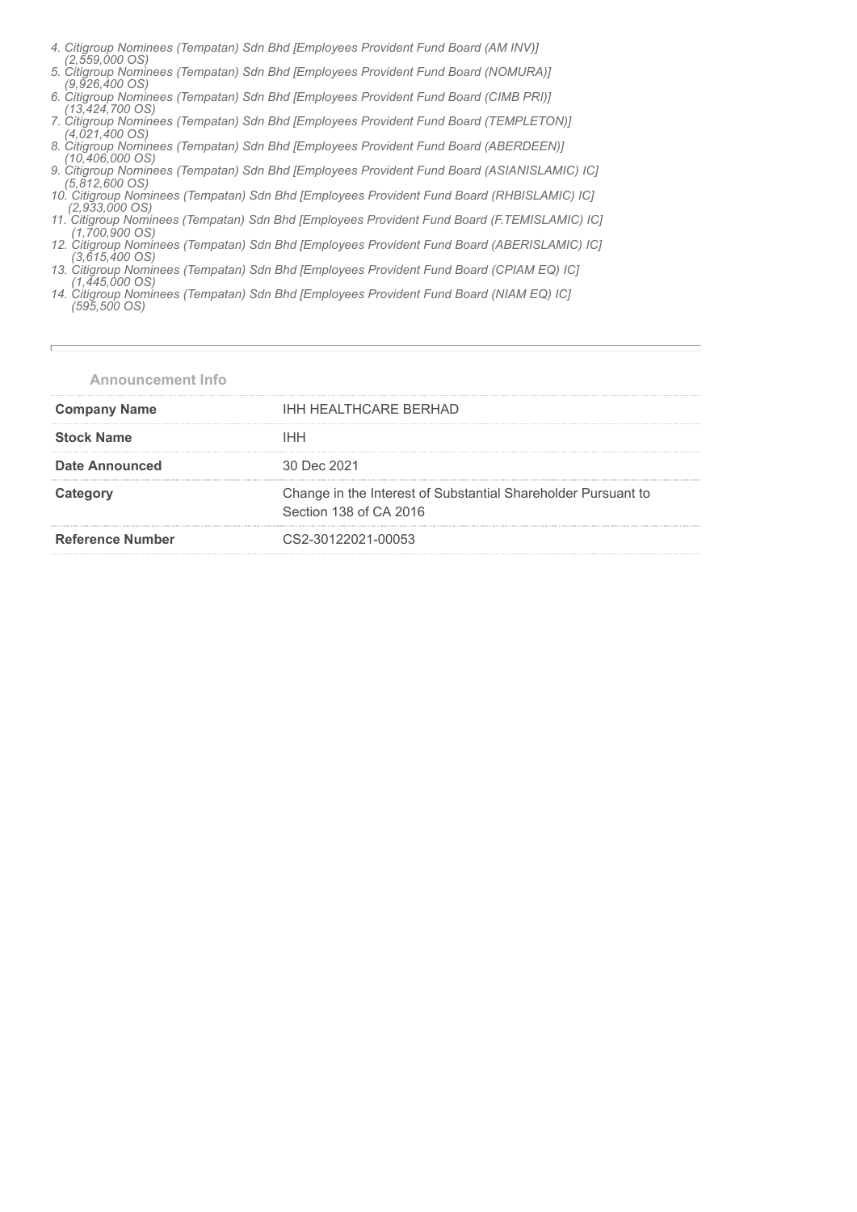*4. Citigroup Nominees (Tempatan) Sdn Bhd [Employees Provident Fund Board (AM INV)] (2,559,000 OS)*
*5. Citigroup Nominees (Tempatan) Sdn Bhd [Employees Provident Fund Board (NOMURA)] (9,926,400 OS)*
*6. Citigroup Nominees (Tempatan) Sdn Bhd [Employees Provident Fund Board (CIMB PRI)] (13,424,700 OS)*
*7. Citigroup Nominees (Tempatan) Sdn Bhd [Employees Provident Fund Board (TEMPLETON)] (4,021,400 OS)*
*8. Citigroup Nominees (Tempatan) Sdn Bhd [Employees Provident Fund Board (ABERDEEN)] (10,406,000 OS)*
*9. Citigroup Nominees (Tempatan) Sdn Bhd [Employees Provident Fund Board (ASIANISLAMIC) IC] (5,812,600 OS)*
*10. Citigroup Nominees (Tempatan) Sdn Bhd [Employees Provident Fund Board (RHBISLAMIC) IC] (2,933,000 OS)*
*11. Citigroup Nominees (Tempatan) Sdn Bhd [Employees Provident Fund Board (F.TEMISLAMIC) IC] (1,700,900 OS)*
*12. Citigroup Nominees (Tempatan) Sdn Bhd [Employees Provident Fund Board (ABERISLAMIC) IC] (3,615,400 OS)*
*13. Citigroup Nominees (Tempatan) Sdn Bhd [Employees Provident Fund Board (CPIAM EQ) IC] (1,445,000 OS)*
*14. Citigroup Nominees (Tempatan) Sdn Bhd [Employees Provident Fund Board (NIAM EQ) IC] (595,500 OS)*

### Announcement Info

| | |
|---|---|
| **Company Name** | IHH HEALTHCARE BERHAD |
| **Stock Name** | IHH |
| **Date Announced** | 30 Dec 2021 |
| **Category** | Change in the Interest of Substantial Shareholder Pursuant to Section 138 of CA 2016 |
| **Reference Number** | CS2-30122021-00053 |